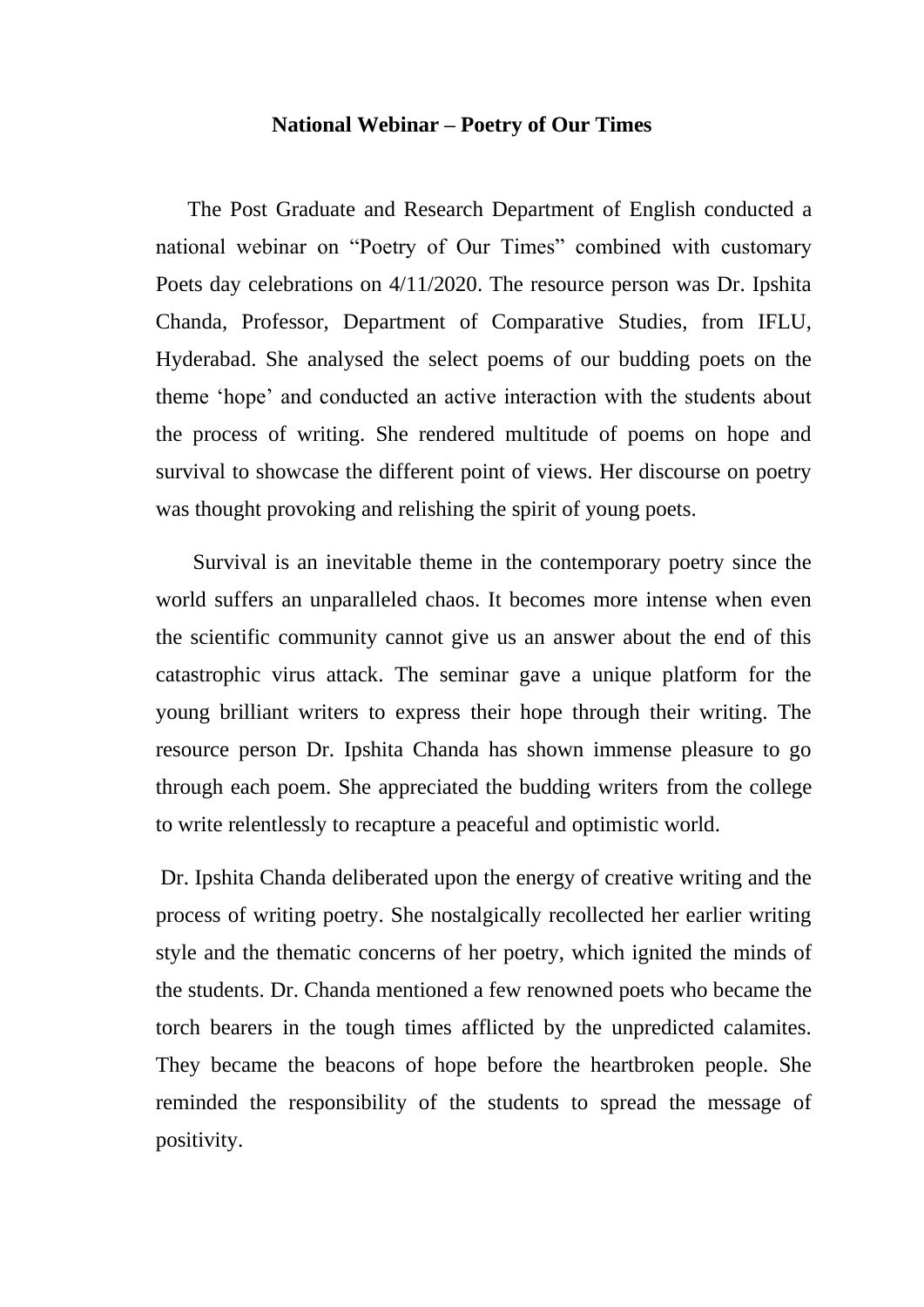**National Webinar – Poetry of Our Times**

The Post Graduate and Research Department of English conducted a national webinar on "Poetry of Our Times" combined with customary Poets day celebrations on 4/11/2020. The resource person was Dr. Ipshita Chanda, Professor, Department of Comparative Studies, from IFLU, Hyderabad. She analysed the select poems of our budding poets on the theme 'hope' and conducted an active interaction with the students about the process of writing. She rendered multitude of poems on hope and survival to showcase the different point of views. Her discourse on poetry was thought provoking and relishing the spirit of young poets.

Survival is an inevitable theme in the contemporary poetry since the world suffers an unparalleled chaos. It becomes more intense when even the scientific community cannot give us an answer about the end of this catastrophic virus attack. The seminar gave a unique platform for the young brilliant writers to express their hope through their writing. The resource person Dr. Ipshita Chanda has shown immense pleasure to go through each poem. She appreciated the budding writers from the college to write relentlessly to recapture a peaceful and optimistic world.

Dr. Ipshita Chanda deliberated upon the energy of creative writing and the process of writing poetry. She nostalgically recollected her earlier writing style and the thematic concerns of her poetry, which ignited the minds of the students. Dr. Chanda mentioned a few renowned poets who became the torch bearers in the tough times afflicted by the unpredicted calamites. They became the beacons of hope before the heartbroken people. She reminded the responsibility of the students to spread the message of positivity.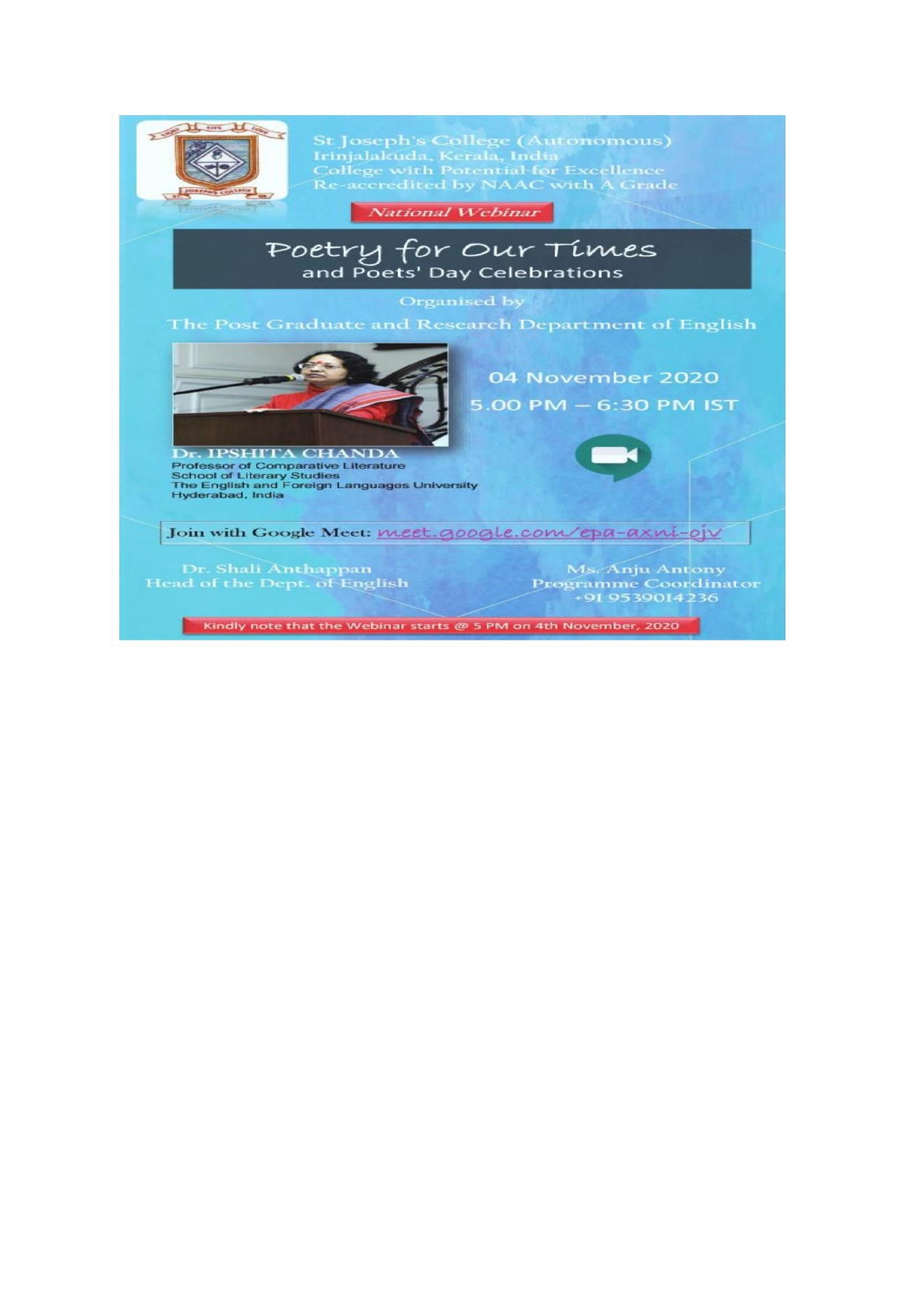St Joseph's College (Autonomous)
Irinjalakuda, Kerala, India
College with Potential for Excellence
Re-accredited by NAAC with A Grade

*National Webinar*

# Poetry for Our Times
## and Poets' Day Celebrations

Organised by

The Post Graduate and Research Department of English

04 November 2020
5.00 PM – 6:30 PM IST

**Dr. IPSHITA CHANDA**
Professor of Comparative Literature
School of Literary Studies
The English and Foreign Languages University
Hyderabad, India

**Join with Google Meet:** meet.google.com/epa-axni-ojv

Dr. Shali Anthappan
Head of the Dept. of English

Ms. Anju Antony
Programme Coordinator
+91 9539014236

Kindly note that the Webinar starts @ 5 PM on 4th November, 2020